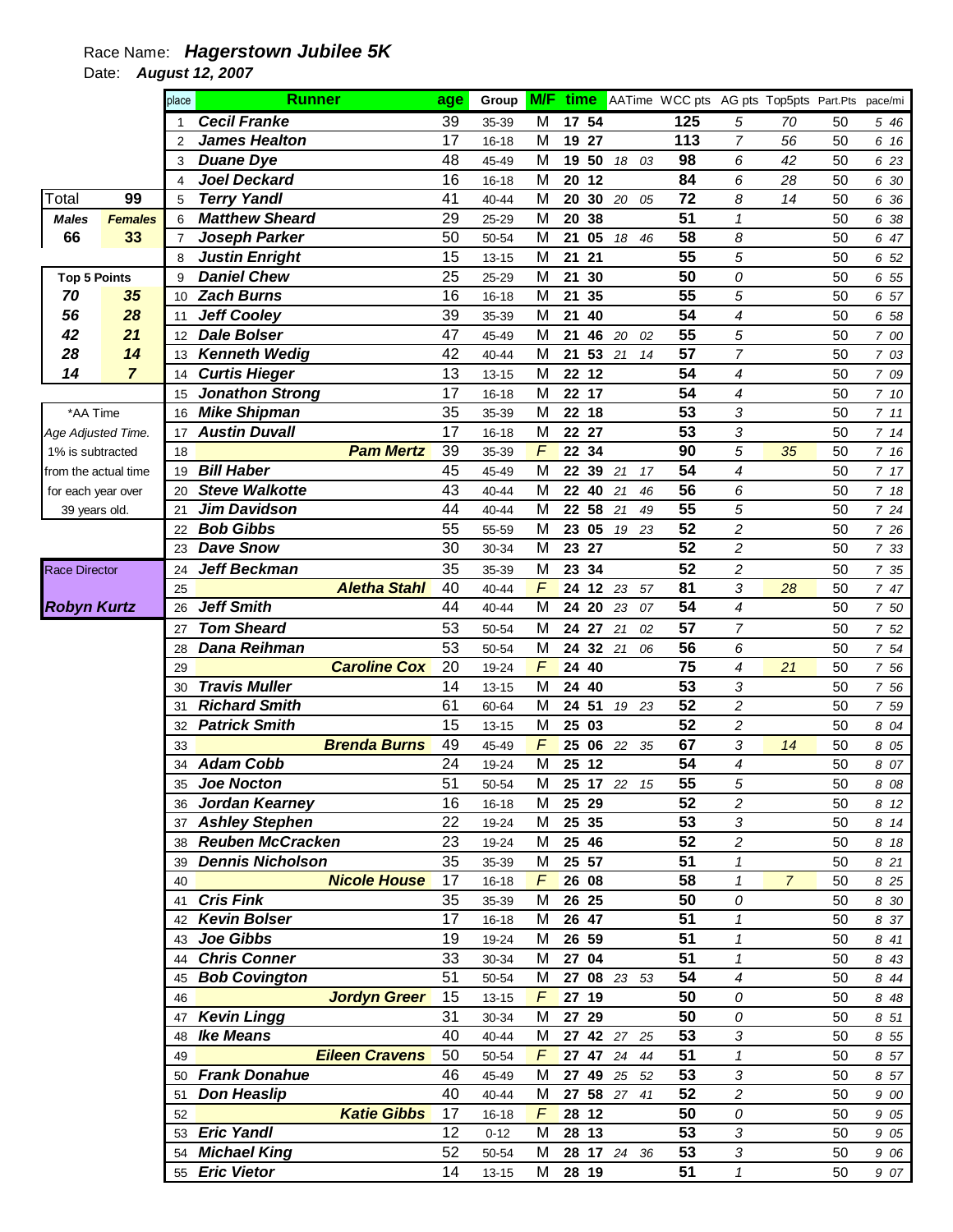Race Name: ***Hagerstown Jubilee 5K***

Date: ***August 12, 2007***

| Total | 99 |
|---|---|
| **Males** | **Females** |
| **66** | **33** |

| Top 5 Points | |
|---|---|
| **70** | **35** |
| **56** | **28** |
| **42** | **21** |
| **28** | **14** |
| **14** | **7** |

*AA Time
*Age Adjusted Time.*
1% is subtracted from the actual time for each year over 39 years old.

Race Director
***Robyn Kurtz***

| place | Runner | age | Group | M/F | time | AATime | WCC pts | AG pts | Top5pts | Part.Pts | pace/mi |
|---|---|---|---|---|---|---|---|---|---|---|---|
| 1 | **Cecil Franke** | 39 | 35-39 | M | 17 54 | | 125 | 5 | 70 | 50 | 5 46 |
| 2 | **James Healton** | 17 | 16-18 | M | 19 27 | | 113 | 7 | 56 | 50 | 6 16 |
| 3 | **Duane Dye** | 48 | 45-49 | M | 19 50 | 18 03 | 98 | 6 | 42 | 50 | 6 23 |
| 4 | **Joel Deckard** | 16 | 16-18 | M | 20 12 | | 84 | 6 | 28 | 50 | 6 30 |
| 5 | **Terry Yandl** | 41 | 40-44 | M | 20 30 | 20 05 | 72 | 8 | 14 | 50 | 6 36 |
| 6 | **Matthew Sheard** | 29 | 25-29 | M | 20 38 | | 51 | 1 | | 50 | 6 38 |
| 7 | **Joseph Parker** | 50 | 50-54 | M | 21 05 | 18 46 | 58 | 8 | | 50 | 6 47 |
| 8 | **Justin Enright** | 15 | 13-15 | M | 21 21 | | 55 | 5 | | 50 | 6 52 |
| 9 | **Daniel Chew** | 25 | 25-29 | M | 21 30 | | 50 | 0 | | 50 | 6 55 |
| 10 | **Zach Burns** | 16 | 16-18 | M | 21 35 | | 55 | 5 | | 50 | 6 57 |
| 11 | **Jeff Cooley** | 39 | 35-39 | M | 21 40 | | 54 | 4 | | 50 | 6 58 |
| 12 | **Dale Bolser** | 47 | 45-49 | M | 21 46 | 20 02 | 55 | 5 | | 50 | 7 00 |
| 13 | **Kenneth Wedig** | 42 | 40-44 | M | 21 53 | 21 14 | 57 | 7 | | 50 | 7 03 |
| 14 | **Curtis Hieger** | 13 | 13-15 | M | 22 12 | | 54 | 4 | | 50 | 7 09 |
| 15 | **Jonathon Strong** | 17 | 16-18 | M | 22 17 | | 54 | 4 | | 50 | 7 10 |
| 16 | **Mike Shipman** | 35 | 35-39 | M | 22 18 | | 53 | 3 | | 50 | 7 11 |
| 17 | **Austin Duvall** | 17 | 16-18 | M | 22 27 | | 53 | 3 | | 50 | 7 14 |
| 18 | **Pam Mertz** | 39 | 35-39 | F | 22 34 | | 90 | 5 | 35 | 50 | 7 16 |
| 19 | **Bill Haber** | 45 | 45-49 | M | 22 39 | 21 17 | 54 | 4 | | 50 | 7 17 |
| 20 | **Steve Walkotte** | 43 | 40-44 | M | 22 40 | 21 46 | 56 | 6 | | 50 | 7 18 |
| 21 | **Jim Davidson** | 44 | 40-44 | M | 22 58 | 21 49 | 55 | 5 | | 50 | 7 24 |
| 22 | **Bob Gibbs** | 55 | 55-59 | M | 23 05 | 19 23 | 52 | 2 | | 50 | 7 26 |
| 23 | **Dave Snow** | 30 | 30-34 | M | 23 27 | | 52 | 2 | | 50 | 7 33 |
| 24 | **Jeff Beckman** | 35 | 35-39 | M | 23 34 | | 52 | 2 | | 50 | 7 35 |
| 25 | **Aletha Stahl** | 40 | 40-44 | F | 24 12 | 23 57 | 81 | 3 | 28 | 50 | 7 47 |
| 26 | **Jeff Smith** | 44 | 40-44 | M | 24 20 | 23 07 | 54 | 4 | | 50 | 7 50 |
| 27 | **Tom Sheard** | 53 | 50-54 | M | 24 27 | 21 02 | 57 | 7 | | 50 | 7 52 |
| 28 | **Dana Reihman** | 53 | 50-54 | M | 24 32 | 21 06 | 56 | 6 | | 50 | 7 54 |
| 29 | **Caroline Cox** | 20 | 19-24 | F | 24 40 | | 75 | 4 | 21 | 50 | 7 56 |
| 30 | **Travis Muller** | 14 | 13-15 | M | 24 40 | | 53 | 3 | | 50 | 7 56 |
| 31 | **Richard Smith** | 61 | 60-64 | M | 24 51 | 19 23 | 52 | 2 | | 50 | 7 59 |
| 32 | **Patrick Smith** | 15 | 13-15 | M | 25 03 | | 52 | 2 | | 50 | 8 04 |
| 33 | **Brenda Burns** | 49 | 45-49 | F | 25 06 | 22 35 | 67 | 3 | 14 | 50 | 8 05 |
| 34 | **Adam Cobb** | 24 | 19-24 | M | 25 12 | | 54 | 4 | | 50 | 8 07 |
| 35 | **Joe Nocton** | 51 | 50-54 | M | 25 17 | 22 15 | 55 | 5 | | 50 | 8 08 |
| 36 | **Jordan Kearney** | 16 | 16-18 | M | 25 29 | | 52 | 2 | | 50 | 8 12 |
| 37 | **Ashley Stephen** | 22 | 19-24 | M | 25 35 | | 53 | 3 | | 50 | 8 14 |
| 38 | **Reuben McCracken** | 23 | 19-24 | M | 25 46 | | 52 | 2 | | 50 | 8 18 |
| 39 | **Dennis Nicholson** | 35 | 35-39 | M | 25 57 | | 51 | 1 | | 50 | 8 21 |
| 40 | **Nicole House** | 17 | 16-18 | F | 26 08 | | 58 | 1 | 7 | 50 | 8 25 |
| 41 | **Cris Fink** | 35 | 35-39 | M | 26 25 | | 50 | 0 | | 50 | 8 30 |
| 42 | **Kevin Bolser** | 17 | 16-18 | M | 26 47 | | 51 | 1 | | 50 | 8 37 |
| 43 | **Joe Gibbs** | 19 | 19-24 | M | 26 59 | | 51 | 1 | | 50 | 8 41 |
| 44 | **Chris Conner** | 33 | 30-34 | M | 27 04 | | 51 | 1 | | 50 | 8 43 |
| 45 | **Bob Covington** | 51 | 50-54 | M | 27 08 | 23 53 | 54 | 4 | | 50 | 8 44 |
| 46 | **Jordyn Greer** | 15 | 13-15 | F | 27 19 | | 50 | 0 | | 50 | 8 48 |
| 47 | **Kevin Lingg** | 31 | 30-34 | M | 27 29 | | 50 | 0 | | 50 | 8 51 |
| 48 | **Ike Means** | 40 | 40-44 | M | 27 42 | 27 25 | 53 | 3 | | 50 | 8 55 |
| 49 | **Eileen Cravens** | 50 | 50-54 | F | 27 47 | 24 44 | 51 | 1 | | 50 | 8 57 |
| 50 | **Frank Donahue** | 46 | 45-49 | M | 27 49 | 25 52 | 53 | 3 | | 50 | 8 57 |
| 51 | **Don Heaslip** | 40 | 40-44 | M | 27 58 | 27 41 | 52 | 2 | | 50 | 9 00 |
| 52 | **Katie Gibbs** | 17 | 16-18 | F | 28 12 | | 50 | 0 | | 50 | 9 05 |
| 53 | **Eric Yandl** | 12 | 0-12 | M | 28 13 | | 53 | 3 | | 50 | 9 05 |
| 54 | **Michael King** | 52 | 50-54 | M | 28 17 | 24 36 | 53 | 3 | | 50 | 9 06 |
| 55 | **Eric Vietor** | 14 | 13-15 | M | 28 19 | | 51 | 1 | | 50 | 9 07 |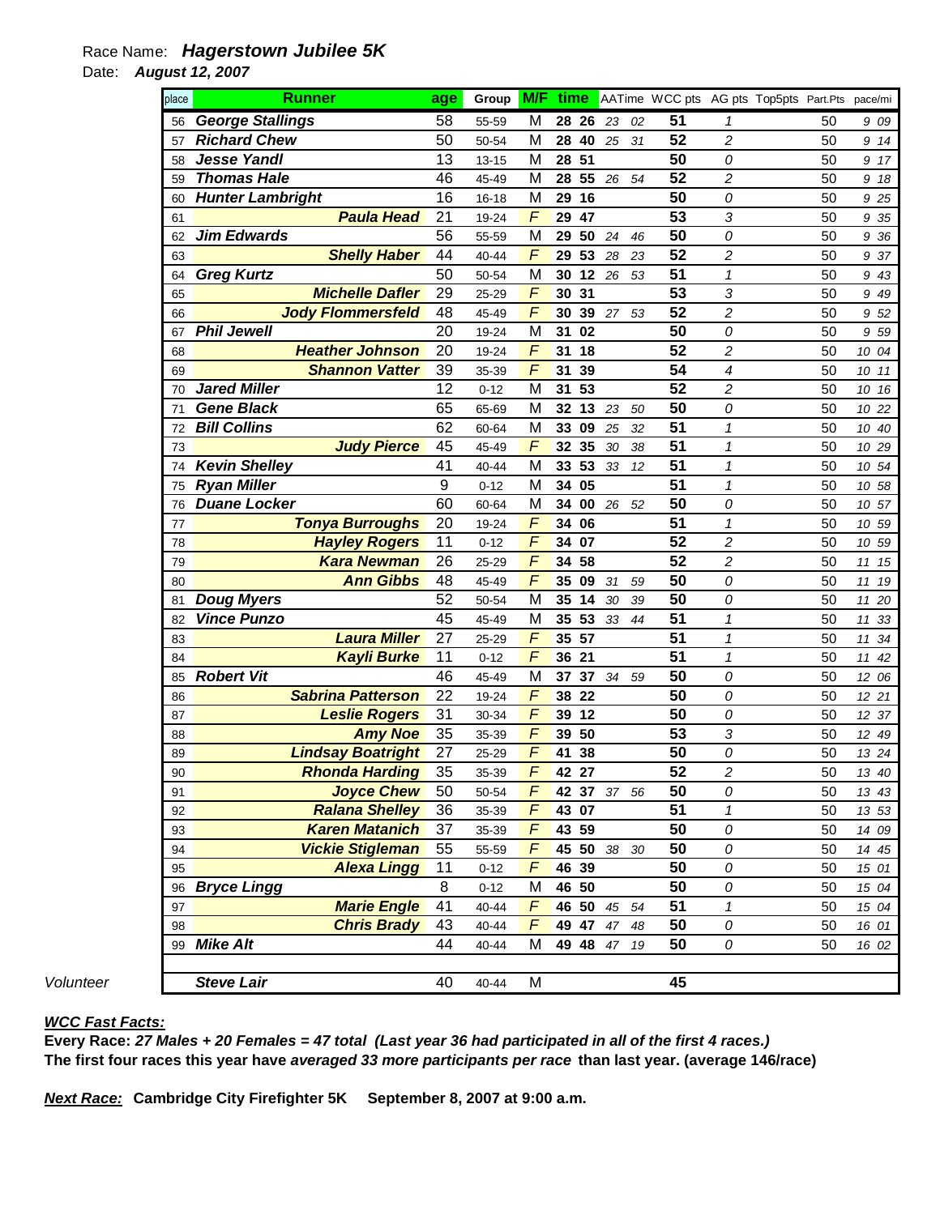Race Name: ***Hagerstown Jubilee 5K***

Date: ***August 12, 2007***

| place | Runner | age | Group | M/F | time | | AATime | | WCC pts | AG pts | Top5pts | Part.Pts | pace/mi |
|---|---|---|---|---|---|---|---|---|---|---|---|---|---|
| 56 | George Stallings | 58 | 55-59 | M | 28 | 26 | 23 | 02 | 51 | 1 | | 50 | 9 09 |
| 57 | Richard Chew | 50 | 50-54 | M | 28 | 40 | 25 | 31 | 52 | 2 | | 50 | 9 14 |
| 58 | Jesse Yandl | 13 | 13-15 | M | 28 | 51 | | | 50 | 0 | | 50 | 9 17 |
| 59 | Thomas Hale | 46 | 45-49 | M | 28 | 55 | 26 | 54 | 52 | 2 | | 50 | 9 18 |
| 60 | Hunter Lambright | 16 | 16-18 | M | 29 | 16 | | | 50 | 0 | | 50 | 9 25 |
| 61 | Paula Head | 21 | 19-24 | F | 29 | 47 | | | 53 | 3 | | 50 | 9 35 |
| 62 | Jim Edwards | 56 | 55-59 | M | 29 | 50 | 24 | 46 | 50 | 0 | | 50 | 9 36 |
| 63 | Shelly Haber | 44 | 40-44 | F | 29 | 53 | 28 | 23 | 52 | 2 | | 50 | 9 37 |
| 64 | Greg Kurtz | 50 | 50-54 | M | 30 | 12 | 26 | 53 | 51 | 1 | | 50 | 9 43 |
| 65 | Michelle Dafler | 29 | 25-29 | F | 30 | 31 | | | 53 | 3 | | 50 | 9 49 |
| 66 | Jody Flommersfeld | 48 | 45-49 | F | 30 | 39 | 27 | 53 | 52 | 2 | | 50 | 9 52 |
| 67 | Phil Jewell | 20 | 19-24 | M | 31 | 02 | | | 50 | 0 | | 50 | 9 59 |
| 68 | Heather Johnson | 20 | 19-24 | F | 31 | 18 | | | 52 | 2 | | 50 | 10 04 |
| 69 | Shannon Vatter | 39 | 35-39 | F | 31 | 39 | | | 54 | 4 | | 50 | 10 11 |
| 70 | Jared Miller | 12 | 0-12 | M | 31 | 53 | | | 52 | 2 | | 50 | 10 16 |
| 71 | Gene Black | 65 | 65-69 | M | 32 | 13 | 23 | 50 | 50 | 0 | | 50 | 10 22 |
| 72 | Bill Collins | 62 | 60-64 | M | 33 | 09 | 25 | 32 | 51 | 1 | | 50 | 10 40 |
| 73 | Judy Pierce | 45 | 45-49 | F | 32 | 35 | 30 | 38 | 51 | 1 | | 50 | 10 29 |
| 74 | Kevin Shelley | 41 | 40-44 | M | 33 | 53 | 33 | 12 | 51 | 1 | | 50 | 10 54 |
| 75 | Ryan Miller | 9 | 0-12 | M | 34 | 05 | | | 51 | 1 | | 50 | 10 58 |
| 76 | Duane Locker | 60 | 60-64 | M | 34 | 00 | 26 | 52 | 50 | 0 | | 50 | 10 57 |
| 77 | Tonya Burroughs | 20 | 19-24 | F | 34 | 06 | | | 51 | 1 | | 50 | 10 59 |
| 78 | Hayley Rogers | 11 | 0-12 | F | 34 | 07 | | | 52 | 2 | | 50 | 10 59 |
| 79 | Kara Newman | 26 | 25-29 | F | 34 | 58 | | | 52 | 2 | | 50 | 11 15 |
| 80 | Ann Gibbs | 48 | 45-49 | F | 35 | 09 | 31 | 59 | 50 | 0 | | 50 | 11 19 |
| 81 | Doug Myers | 52 | 50-54 | M | 35 | 14 | 30 | 39 | 50 | 0 | | 50 | 11 20 |
| 82 | Vince Punzo | 45 | 45-49 | M | 35 | 53 | 33 | 44 | 51 | 1 | | 50 | 11 33 |
| 83 | Laura Miller | 27 | 25-29 | F | 35 | 57 | | | 51 | 1 | | 50 | 11 34 |
| 84 | Kayli Burke | 11 | 0-12 | F | 36 | 21 | | | 51 | 1 | | 50 | 11 42 |
| 85 | Robert Vit | 46 | 45-49 | M | 37 | 37 | 34 | 59 | 50 | 0 | | 50 | 12 06 |
| 86 | Sabrina Patterson | 22 | 19-24 | F | 38 | 22 | | | 50 | 0 | | 50 | 12 21 |
| 87 | Leslie Rogers | 31 | 30-34 | F | 39 | 12 | | | 50 | 0 | | 50 | 12 37 |
| 88 | Amy Noe | 35 | 35-39 | F | 39 | 50 | | | 53 | 3 | | 50 | 12 49 |
| 89 | Lindsay Boatright | 27 | 25-29 | F | 41 | 38 | | | 50 | 0 | | 50 | 13 24 |
| 90 | Rhonda Harding | 35 | 35-39 | F | 42 | 27 | | | 52 | 2 | | 50 | 13 40 |
| 91 | Joyce Chew | 50 | 50-54 | F | 42 | 37 | 37 | 56 | 50 | 0 | | 50 | 13 43 |
| 92 | Ralana Shelley | 36 | 35-39 | F | 43 | 07 | | | 51 | 1 | | 50 | 13 53 |
| 93 | Karen Matanich | 37 | 35-39 | F | 43 | 59 | | | 50 | 0 | | 50 | 14 09 |
| 94 | Vickie Stigleman | 55 | 55-59 | F | 45 | 50 | 38 | 30 | 50 | 0 | | 50 | 14 45 |
| 95 | Alexa Lingg | 11 | 0-12 | F | 46 | 39 | | | 50 | 0 | | 50 | 15 01 |
| 96 | Bryce Lingg | 8 | 0-12 | M | 46 | 50 | | | 50 | 0 | | 50 | 15 04 |
| 97 | Marie Engle | 41 | 40-44 | F | 46 | 50 | 45 | 54 | 51 | 1 | | 50 | 15 04 |
| 98 | Chris Brady | 43 | 40-44 | F | 49 | 47 | 47 | 48 | 50 | 0 | | 50 | 16 01 |
| 99 | Mike Alt | 44 | 40-44 | M | 49 | 48 | 47 | 19 | 50 | 0 | | 50 | 16 02 |
| Volunteer | Steve Lair | 40 | 40-44 | M | | | | | 45 | | | | |

***WCC Fast Facts:***

**Every Race: *27 Males + 20 Females = 47 total (Last year 36 had participated in all of the first 4 races.)***

**The first four races this year have *averaged 33 more participants per race* than last year. (average 146/race)**

***Next Race:*** **Cambridge City Firefighter 5K September 8, 2007 at 9:00 a.m.**